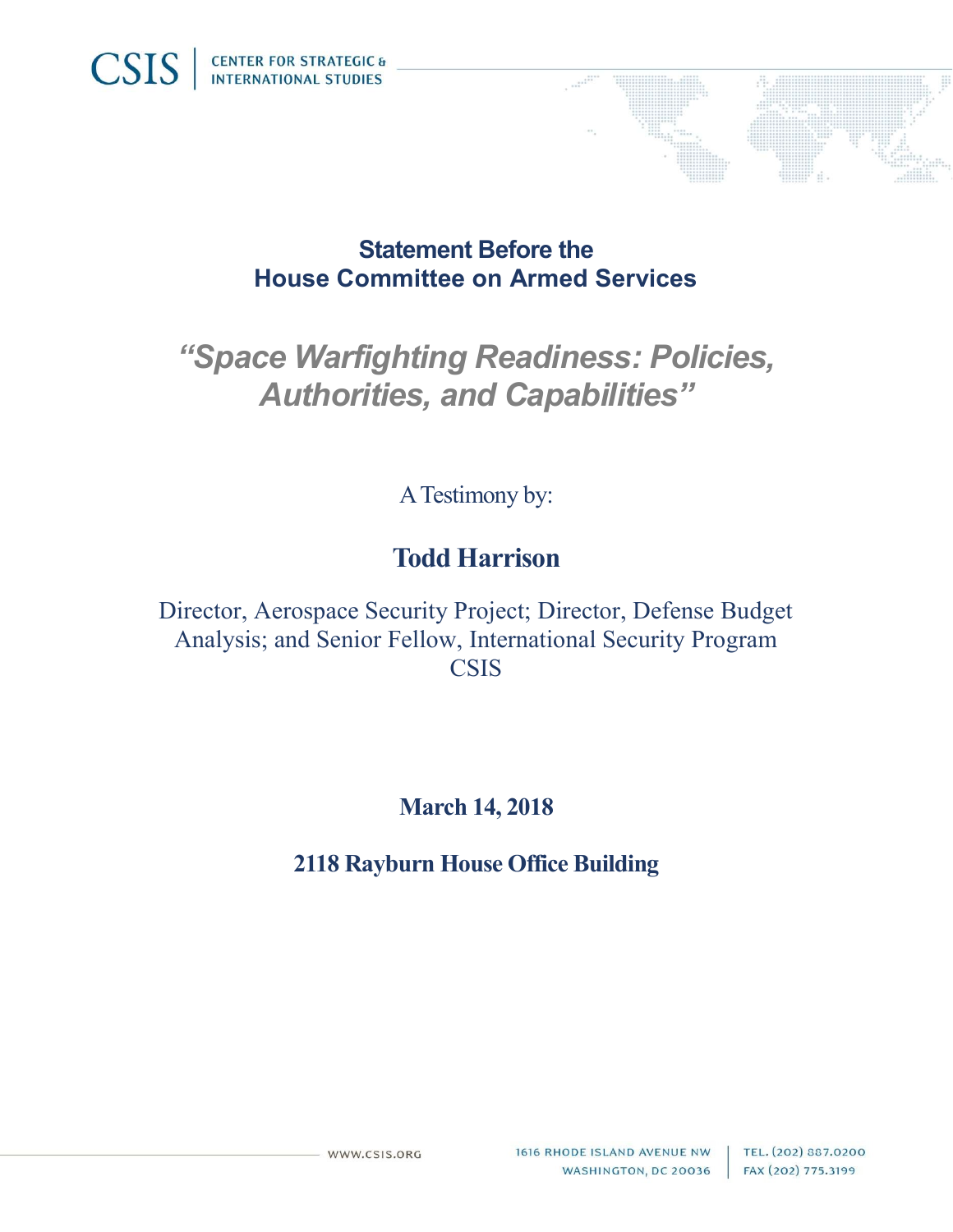CSIS | CENTER FOR STRATEGIC & INTERNATIONAL STUDIES

## Statement Before the House Committee on Armed Services

# *"Space Warfighting Readiness: Policies, Authorities, and Capabilities"*

A Testimony by:

## Todd Harrison

Director, Aerospace Security Project; Director, Defense Budget Analysis; and Senior Fellow, International Security Program CSIS

**March 14, 2018**

**2118 Rayburn House Office Building**

WWW.CSIS.ORG | 1616 RHODE ISLAND AVENUE NW WASHINGTON, DC 20036 | TEL. (202) 887.0200 FAX (202) 775.3199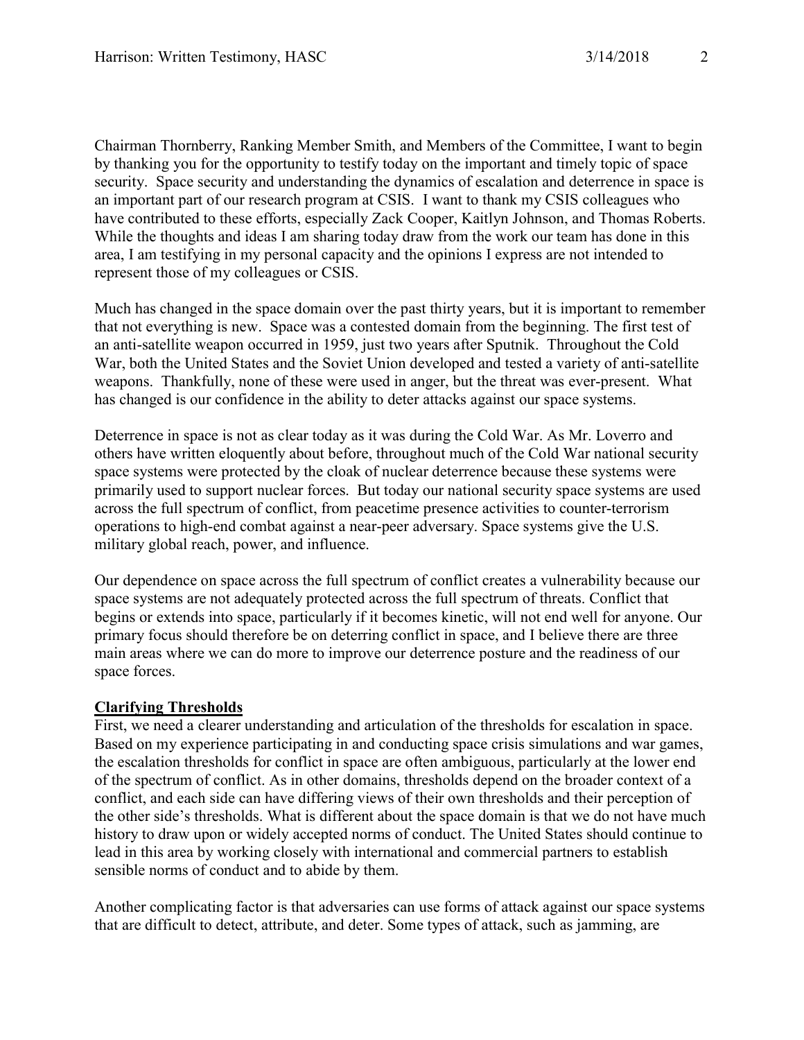Chairman Thornberry, Ranking Member Smith, and Members of the Committee, I want to begin by thanking you for the opportunity to testify today on the important and timely topic of space security. Space security and understanding the dynamics of escalation and deterrence in space is an important part of our research program at CSIS. I want to thank my CSIS colleagues who have contributed to these efforts, especially Zack Cooper, Kaitlyn Johnson, and Thomas Roberts. While the thoughts and ideas I am sharing today draw from the work our team has done in this area, I am testifying in my personal capacity and the opinions I express are not intended to represent those of my colleagues or CSIS.

Much has changed in the space domain over the past thirty years, but it is important to remember that not everything is new. Space was a contested domain from the beginning. The first test of an anti-satellite weapon occurred in 1959, just two years after Sputnik. Throughout the Cold War, both the United States and the Soviet Union developed and tested a variety of anti-satellite weapons. Thankfully, none of these were used in anger, but the threat was ever-present. What has changed is our confidence in the ability to deter attacks against our space systems.

Deterrence in space is not as clear today as it was during the Cold War. As Mr. Loverro and others have written eloquently about before, throughout much of the Cold War national security space systems were protected by the cloak of nuclear deterrence because these systems were primarily used to support nuclear forces. But today our national security space systems are used across the full spectrum of conflict, from peacetime presence activities to counter-terrorism operations to high-end combat against a near-peer adversary. Space systems give the U.S. military global reach, power, and influence.

Our dependence on space across the full spectrum of conflict creates a vulnerability because our space systems are not adequately protected across the full spectrum of threats. Conflict that begins or extends into space, particularly if it becomes kinetic, will not end well for anyone. Our primary focus should therefore be on deterring conflict in space, and I believe there are three main areas where we can do more to improve our deterrence posture and the readiness of our space forces.

## Clarifying Thresholds

First, we need a clearer understanding and articulation of the thresholds for escalation in space. Based on my experience participating in and conducting space crisis simulations and war games, the escalation thresholds for conflict in space are often ambiguous, particularly at the lower end of the spectrum of conflict. As in other domains, thresholds depend on the broader context of a conflict, and each side can have differing views of their own thresholds and their perception of the other side's thresholds. What is different about the space domain is that we do not have much history to draw upon or widely accepted norms of conduct. The United States should continue to lead in this area by working closely with international and commercial partners to establish sensible norms of conduct and to abide by them.

Another complicating factor is that adversaries can use forms of attack against our space systems that are difficult to detect, attribute, and deter. Some types of attack, such as jamming, are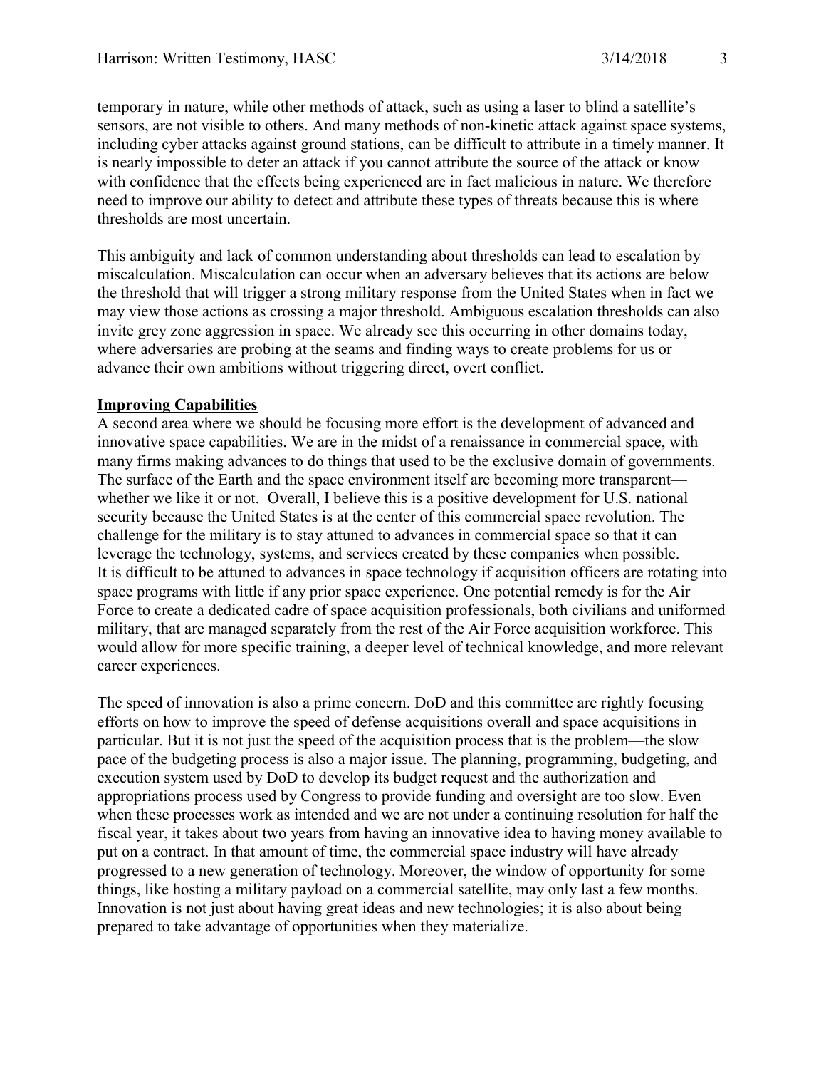temporary in nature, while other methods of attack, such as using a laser to blind a satellite's sensors, are not visible to others. And many methods of non-kinetic attack against space systems, including cyber attacks against ground stations, can be difficult to attribute in a timely manner. It is nearly impossible to deter an attack if you cannot attribute the source of the attack or know with confidence that the effects being experienced are in fact malicious in nature. We therefore need to improve our ability to detect and attribute these types of threats because this is where thresholds are most uncertain.

This ambiguity and lack of common understanding about thresholds can lead to escalation by miscalculation. Miscalculation can occur when an adversary believes that its actions are below the threshold that will trigger a strong military response from the United States when in fact we may view those actions as crossing a major threshold. Ambiguous escalation thresholds can also invite grey zone aggression in space. We already see this occurring in other domains today, where adversaries are probing at the seams and finding ways to create problems for us or advance their own ambitions without triggering direct, overt conflict.

**Improving Capabilities**

A second area where we should be focusing more effort is the development of advanced and innovative space capabilities. We are in the midst of a renaissance in commercial space, with many firms making advances to do things that used to be the exclusive domain of governments. The surface of the Earth and the space environment itself are becoming more transparent—whether we like it or not. Overall, I believe this is a positive development for U.S. national security because the United States is at the center of this commercial space revolution. The challenge for the military is to stay attuned to advances in commercial space so that it can leverage the technology, systems, and services created by these companies when possible. It is difficult to be attuned to advances in space technology if acquisition officers are rotating into space programs with little if any prior space experience. One potential remedy is for the Air Force to create a dedicated cadre of space acquisition professionals, both civilians and uniformed military, that are managed separately from the rest of the Air Force acquisition workforce. This would allow for more specific training, a deeper level of technical knowledge, and more relevant career experiences.

The speed of innovation is also a prime concern. DoD and this committee are rightly focusing efforts on how to improve the speed of defense acquisitions overall and space acquisitions in particular. But it is not just the speed of the acquisition process that is the problem—the slow pace of the budgeting process is also a major issue. The planning, programming, budgeting, and execution system used by DoD to develop its budget request and the authorization and appropriations process used by Congress to provide funding and oversight are too slow. Even when these processes work as intended and we are not under a continuing resolution for half the fiscal year, it takes about two years from having an innovative idea to having money available to put on a contract. In that amount of time, the commercial space industry will have already progressed to a new generation of technology. Moreover, the window of opportunity for some things, like hosting a military payload on a commercial satellite, may only last a few months. Innovation is not just about having great ideas and new technologies; it is also about being prepared to take advantage of opportunities when they materialize.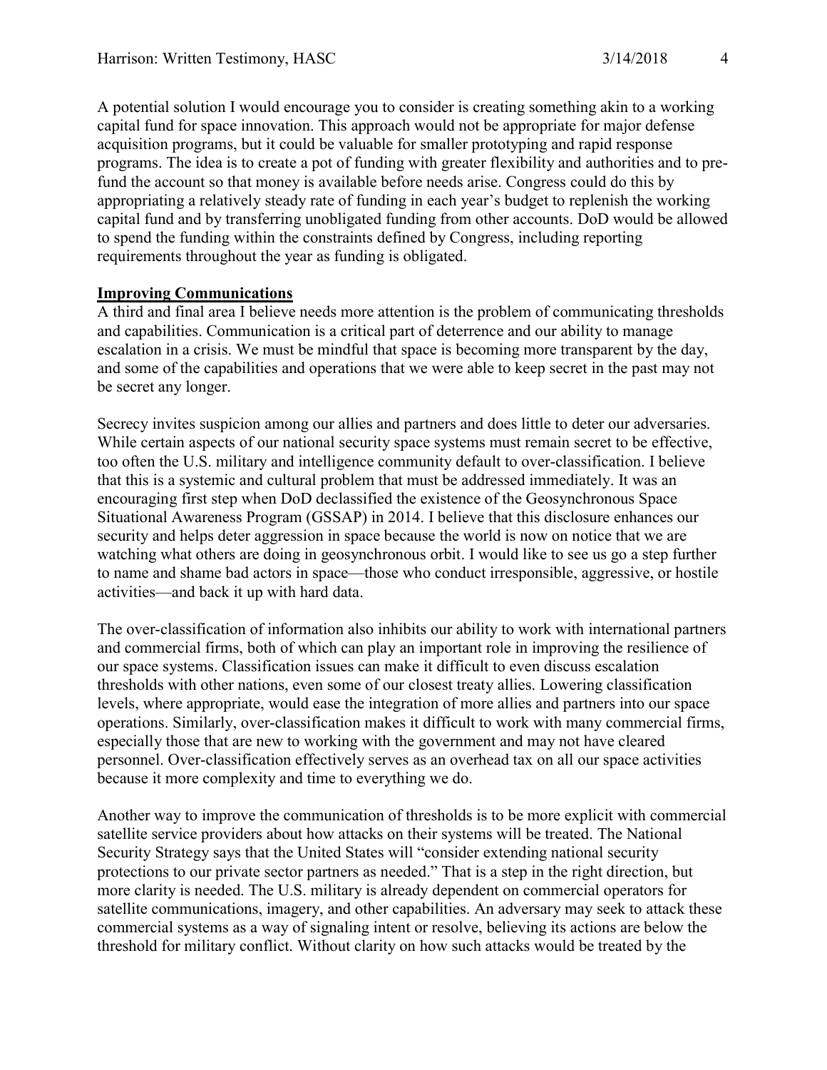A potential solution I would encourage you to consider is creating something akin to a working capital fund for space innovation. This approach would not be appropriate for major defense acquisition programs, but it could be valuable for smaller prototyping and rapid response programs. The idea is to create a pot of funding with greater flexibility and authorities and to pre-fund the account so that money is available before needs arise. Congress could do this by appropriating a relatively steady rate of funding in each year's budget to replenish the working capital fund and by transferring unobligated funding from other accounts. DoD would be allowed to spend the funding within the constraints defined by Congress, including reporting requirements throughout the year as funding is obligated.

## Improving Communications

A third and final area I believe needs more attention is the problem of communicating thresholds and capabilities. Communication is a critical part of deterrence and our ability to manage escalation in a crisis. We must be mindful that space is becoming more transparent by the day, and some of the capabilities and operations that we were able to keep secret in the past may not be secret any longer.

Secrecy invites suspicion among our allies and partners and does little to deter our adversaries. While certain aspects of our national security space systems must remain secret to be effective, too often the U.S. military and intelligence community default to over-classification. I believe that this is a systemic and cultural problem that must be addressed immediately. It was an encouraging first step when DoD declassified the existence of the Geosynchronous Space Situational Awareness Program (GSSAP) in 2014. I believe that this disclosure enhances our security and helps deter aggression in space because the world is now on notice that we are watching what others are doing in geosynchronous orbit. I would like to see us go a step further to name and shame bad actors in space—those who conduct irresponsible, aggressive, or hostile activities—and back it up with hard data.

The over-classification of information also inhibits our ability to work with international partners and commercial firms, both of which can play an important role in improving the resilience of our space systems. Classification issues can make it difficult to even discuss escalation thresholds with other nations, even some of our closest treaty allies. Lowering classification levels, where appropriate, would ease the integration of more allies and partners into our space operations. Similarly, over-classification makes it difficult to work with many commercial firms, especially those that are new to working with the government and may not have cleared personnel. Over-classification effectively serves as an overhead tax on all our space activities because it more complexity and time to everything we do.

Another way to improve the communication of thresholds is to be more explicit with commercial satellite service providers about how attacks on their systems will be treated. The National Security Strategy says that the United States will "consider extending national security protections to our private sector partners as needed." That is a step in the right direction, but more clarity is needed. The U.S. military is already dependent on commercial operators for satellite communications, imagery, and other capabilities. An adversary may seek to attack these commercial systems as a way of signaling intent or resolve, believing its actions are below the threshold for military conflict. Without clarity on how such attacks would be treated by the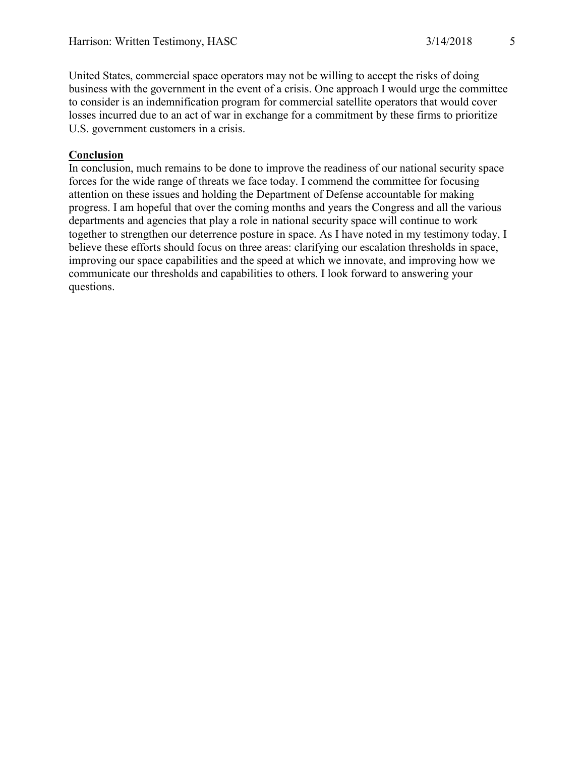United States, commercial space operators may not be willing to accept the risks of doing business with the government in the event of a crisis. One approach I would urge the committee to consider is an indemnification program for commercial satellite operators that would cover losses incurred due to an act of war in exchange for a commitment by these firms to prioritize U.S. government customers in a crisis.

## Conclusion

In conclusion, much remains to be done to improve the readiness of our national security space forces for the wide range of threats we face today. I commend the committee for focusing attention on these issues and holding the Department of Defense accountable for making progress. I am hopeful that over the coming months and years the Congress and all the various departments and agencies that play a role in national security space will continue to work together to strengthen our deterrence posture in space. As I have noted in my testimony today, I believe these efforts should focus on three areas: clarifying our escalation thresholds in space, improving our space capabilities and the speed at which we innovate, and improving how we communicate our thresholds and capabilities to others. I look forward to answering your questions.